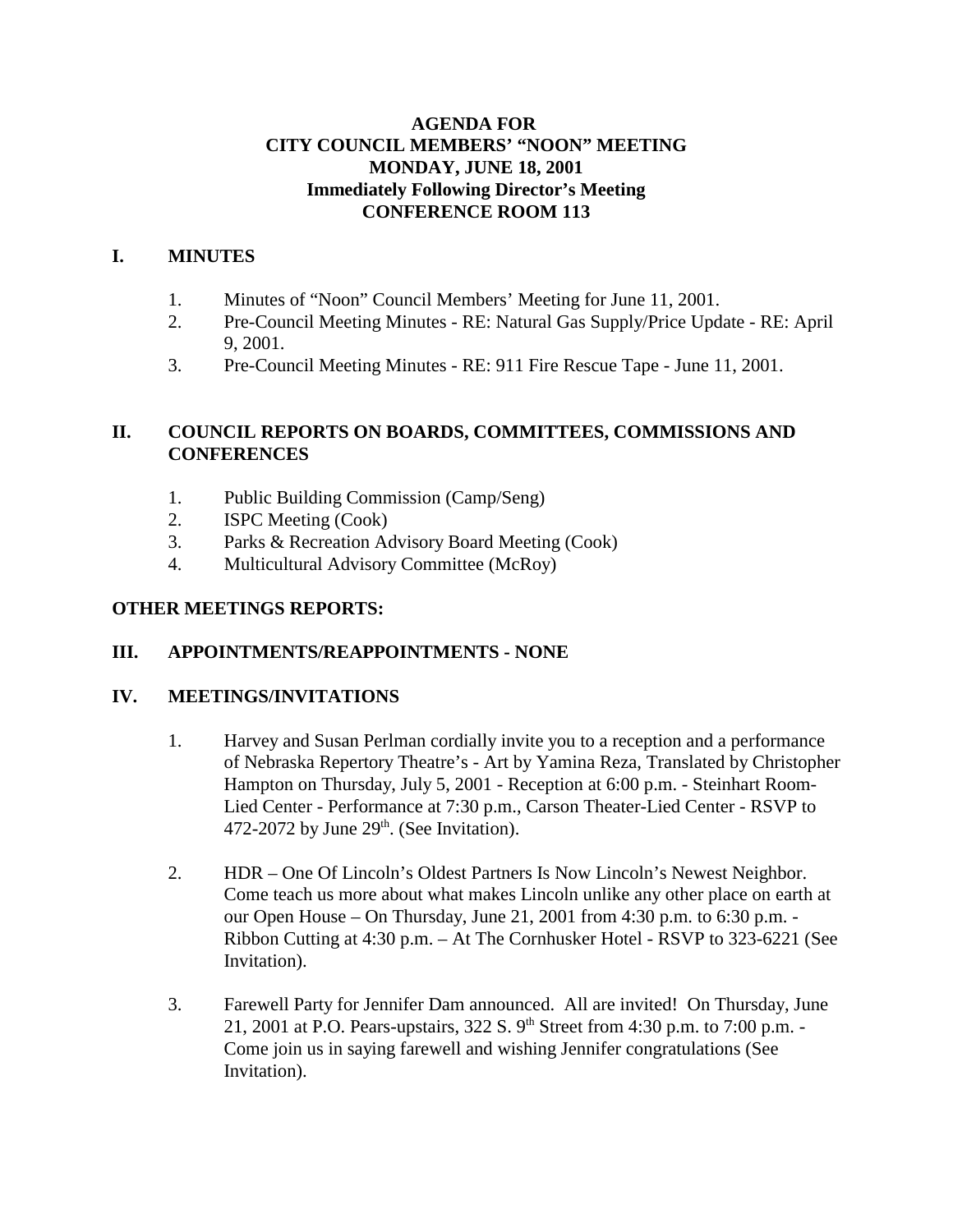**AGENDA FOR**
**CITY COUNCIL MEMBERS' "NOON" MEETING**
**MONDAY, JUNE 18, 2001**
**Immediately Following Director's Meeting**
**CONFERENCE ROOM 113**

## I. MINUTES

1. Minutes of "Noon" Council Members' Meeting for June 11, 2001.
2. Pre-Council Meeting Minutes - RE: Natural Gas Supply/Price Update - RE: April 9, 2001.
3. Pre-Council Meeting Minutes - RE: 911 Fire Rescue Tape - June 11, 2001.

## II. COUNCIL REPORTS ON BOARDS, COMMITTEES, COMMISSIONS AND CONFERENCES

1. Public Building Commission (Camp/Seng)
2. ISPC Meeting (Cook)
3. Parks & Recreation Advisory Board Meeting (Cook)
4. Multicultural Advisory Committee (McRoy)

**OTHER MEETINGS REPORTS:**

## III. APPOINTMENTS/REAPPOINTMENTS - NONE

## IV. MEETINGS/INVITATIONS

1. Harvey and Susan Perlman cordially invite you to a reception and a performance of Nebraska Repertory Theatre's - Art by Yamina Reza, Translated by Christopher Hampton on Thursday, July 5, 2001 - Reception at 6:00 p.m. - Steinhart Room-Lied Center - Performance at 7:30 p.m., Carson Theater-Lied Center - RSVP to 472-2072 by June 29th. (See Invitation).

2. HDR – One Of Lincoln's Oldest Partners Is Now Lincoln's Newest Neighbor. Come teach us more about what makes Lincoln unlike any other place on earth at our Open House – On Thursday, June 21, 2001 from 4:30 p.m. to 6:30 p.m. - Ribbon Cutting at 4:30 p.m. – At The Cornhusker Hotel - RSVP to 323-6221 (See Invitation).

3. Farewell Party for Jennifer Dam announced. All are invited! On Thursday, June 21, 2001 at P.O. Pears-upstairs, 322 S. 9th Street from 4:30 p.m. to 7:00 p.m. - Come join us in saying farewell and wishing Jennifer congratulations (See Invitation).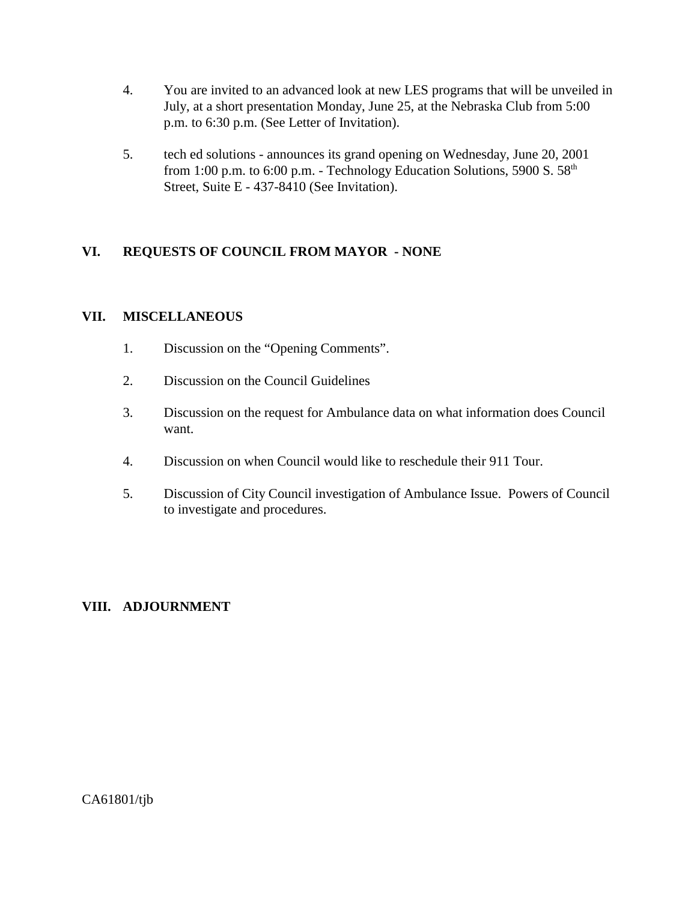4. You are invited to an advanced look at new LES programs that will be unveiled in July, at a short presentation Monday, June 25, at the Nebraska Club from 5:00 p.m. to 6:30 p.m. (See Letter of Invitation).

5. tech ed solutions - announces its grand opening on Wednesday, June 20, 2001 from 1:00 p.m. to 6:00 p.m. - Technology Education Solutions, 5900 S. 58th Street, Suite E - 437-8410 (See Invitation).

## VI. REQUESTS OF COUNCIL FROM MAYOR - NONE

## VII. MISCELLANEOUS

1. Discussion on the "Opening Comments".

2. Discussion on the Council Guidelines

3. Discussion on the request for Ambulance data on what information does Council want.

4. Discussion on when Council would like to reschedule their 911 Tour.

5. Discussion of City Council investigation of Ambulance Issue. Powers of Council to investigate and procedures.

## VIII. ADJOURNMENT

CA61801/tjb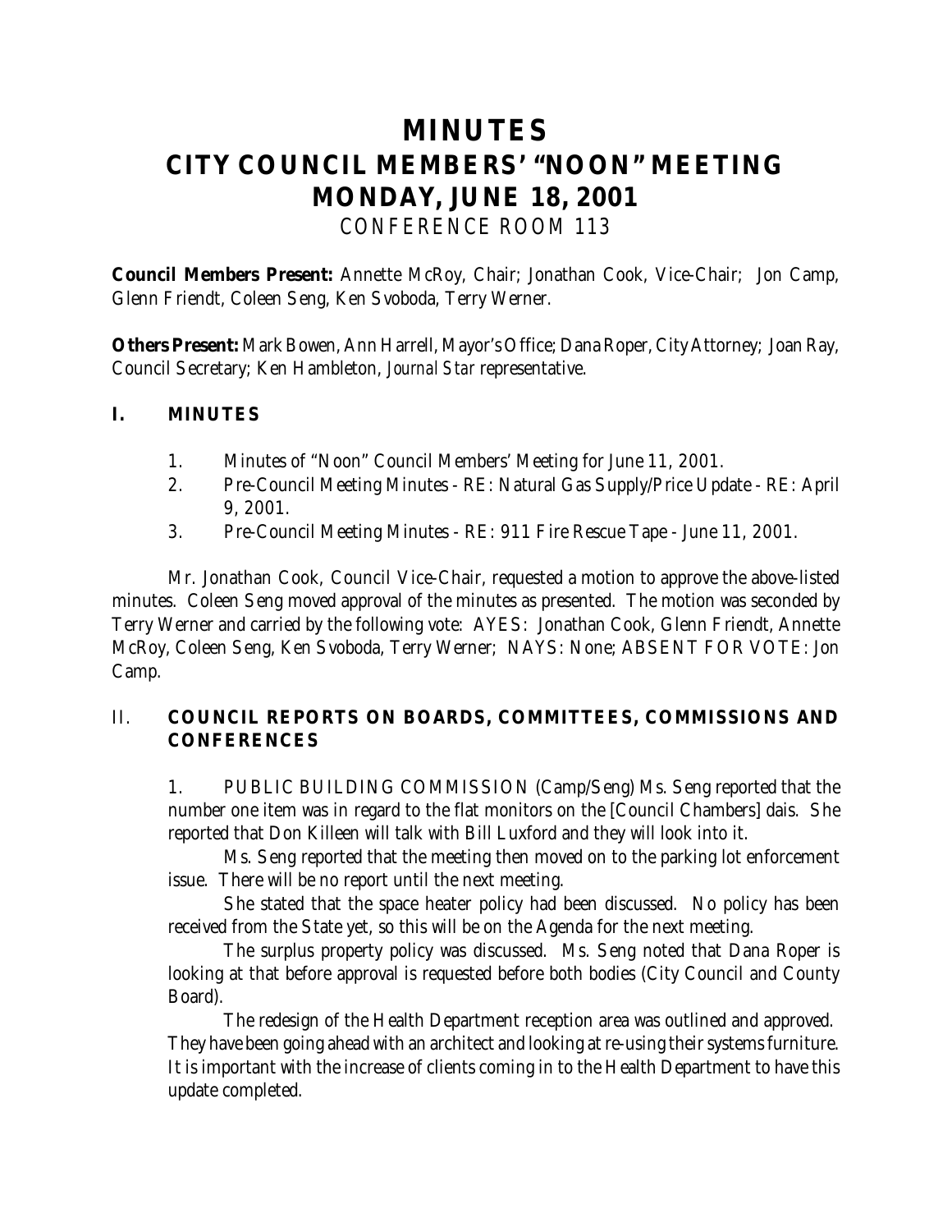# MINUTES
# CITY COUNCIL MEMBERS' "NOON" MEETING
# MONDAY, JUNE 18, 2001
CONFERENCE ROOM 113

**Council Members Present:** Annette McRoy, Chair; Jonathan Cook, Vice-Chair; Jon Camp, Glenn Friendt, Coleen Seng, Ken Svoboda, Terry Werner.

**Others Present:** Mark Bowen, Ann Harrell, Mayor's Office; Dana Roper, City Attorney; Joan Ray, Council Secretary; Ken Hambleton, *Journal Star* representative.

## I. MINUTES

1. Minutes of "Noon" Council Members' Meeting for June 11, 2001.
2. Pre-Council Meeting Minutes - RE: Natural Gas Supply/Price Update - RE: April 9, 2001.
3. Pre-Council Meeting Minutes - RE: 911 Fire Rescue Tape - June 11, 2001.

Mr. Jonathan Cook, Council Vice-Chair, requested a motion to approve the above-listed minutes. Coleen Seng moved approval of the minutes as presented. The motion was seconded by Terry Werner and carried by the following vote: AYES: Jonathan Cook, Glenn Friendt, Annette McRoy, Coleen Seng, Ken Svoboda, Terry Werner; NAYS: None; ABSENT FOR VOTE: Jon Camp.

## II. COUNCIL REPORTS ON BOARDS, COMMITTEES, COMMISSIONS AND CONFERENCES

1. PUBLIC BUILDING COMMISSION (Camp/Seng) Ms. Seng reported that the number one item was in regard to the flat monitors on the [Council Chambers] dais. She reported that Don Killeen will talk with Bill Luxford and they will look into it.

Ms. Seng reported that the meeting then moved on to the parking lot enforcement issue. There will be no report until the next meeting.

She stated that the space heater policy had been discussed. No policy has been received from the State yet, so this will be on the Agenda for the next meeting.

The surplus property policy was discussed. Ms. Seng noted that Dana Roper is looking at that before approval is requested before both bodies (City Council and County Board).

The redesign of the Health Department reception area was outlined and approved. They have been going ahead with an architect and looking at re-using their systems furniture. It is important with the increase of clients coming in to the Health Department to have this update completed.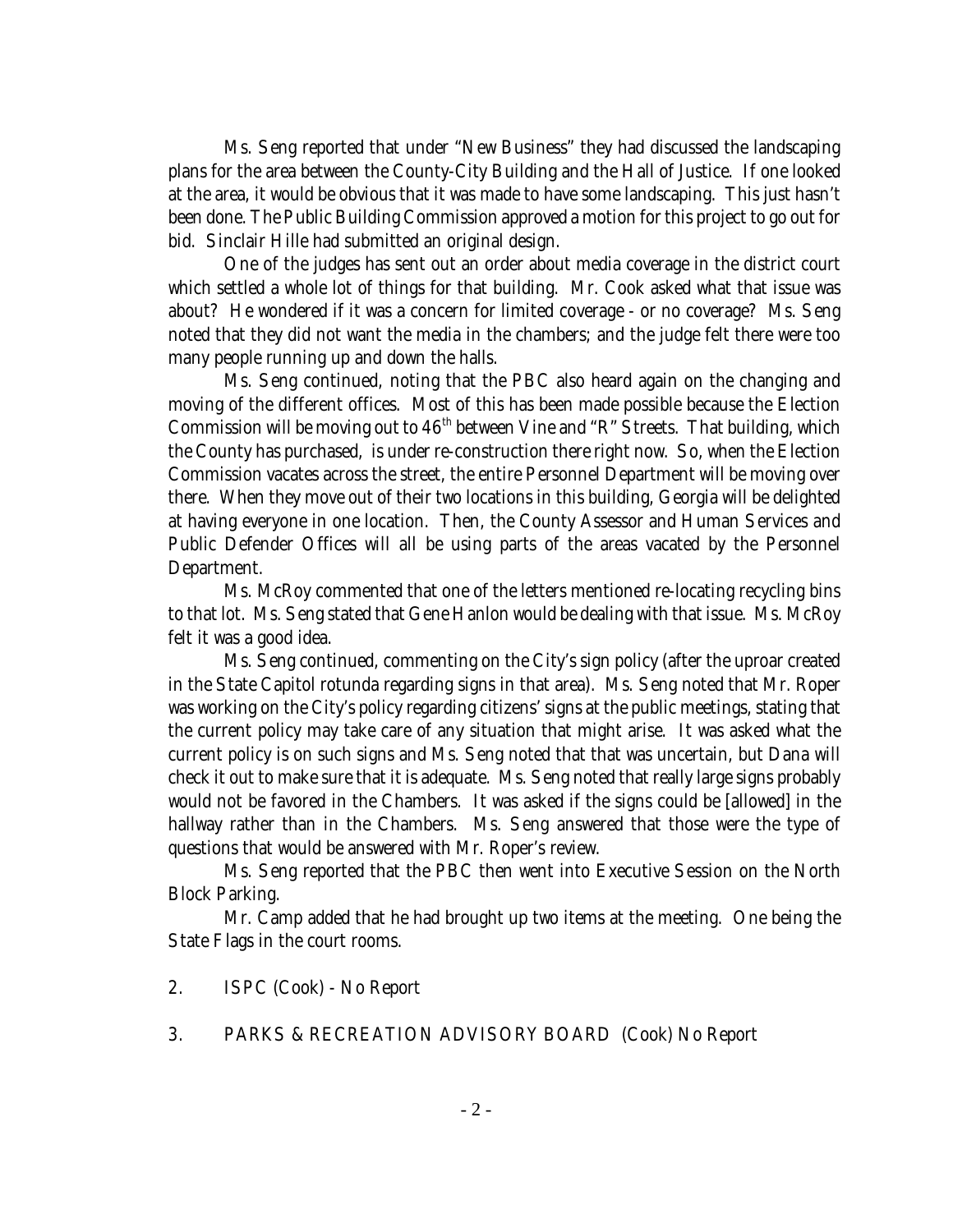Ms. Seng reported that under "New Business" they had discussed the landscaping plans for the area between the County-City Building and the Hall of Justice. If one looked at the area, it would be obvious that it was made to have some landscaping. This just hasn't been done. The Public Building Commission approved a motion for this project to go out for bid. Sinclair Hille had submitted an original design.

One of the judges has sent out an order about media coverage in the district court which settled a whole lot of things for that building. Mr. Cook asked what that issue was about? He wondered if it was a concern for limited coverage - or no coverage? Ms. Seng noted that they did not want the media in the chambers; and the judge felt there were too many people running up and down the halls.

Ms. Seng continued, noting that the PBC also heard again on the changing and moving of the different offices. Most of this has been made possible because the Election Commission will be moving out to 46th between Vine and "R" Streets. That building, which the County has purchased, is under re-construction there right now. So, when the Election Commission vacates across the street, the entire Personnel Department will be moving over there. When they move out of their two locations in this building, Georgia will be delighted at having everyone in one location. Then, the County Assessor and Human Services and Public Defender Offices will all be using parts of the areas vacated by the Personnel Department.

Ms. McRoy commented that one of the letters mentioned re-locating recycling bins to that lot. Ms. Seng stated that Gene Hanlon would be dealing with that issue. Ms. McRoy felt it was a good idea.

Ms. Seng continued, commenting on the City's sign policy (after the uproar created in the State Capitol rotunda regarding signs in that area). Ms. Seng noted that Mr. Roper was working on the City's policy regarding citizens' signs at the public meetings, stating that the current policy may take care of any situation that might arise. It was asked what the current policy is on such signs and Ms. Seng noted that that was uncertain, but Dana will check it out to make sure that it is adequate. Ms. Seng noted that really large signs probably would not be favored in the Chambers. It was asked if the signs could be [allowed] in the hallway rather than in the Chambers. Ms. Seng answered that those were the type of questions that would be answered with Mr. Roper's review.

Ms. Seng reported that the PBC then went into Executive Session on the North Block Parking.

Mr. Camp added that he had brought up two items at the meeting. One being the State Flags in the court rooms.

2. ISPC (Cook) - No Report

3. PARKS & RECREATION ADVISORY BOARD (Cook) No Report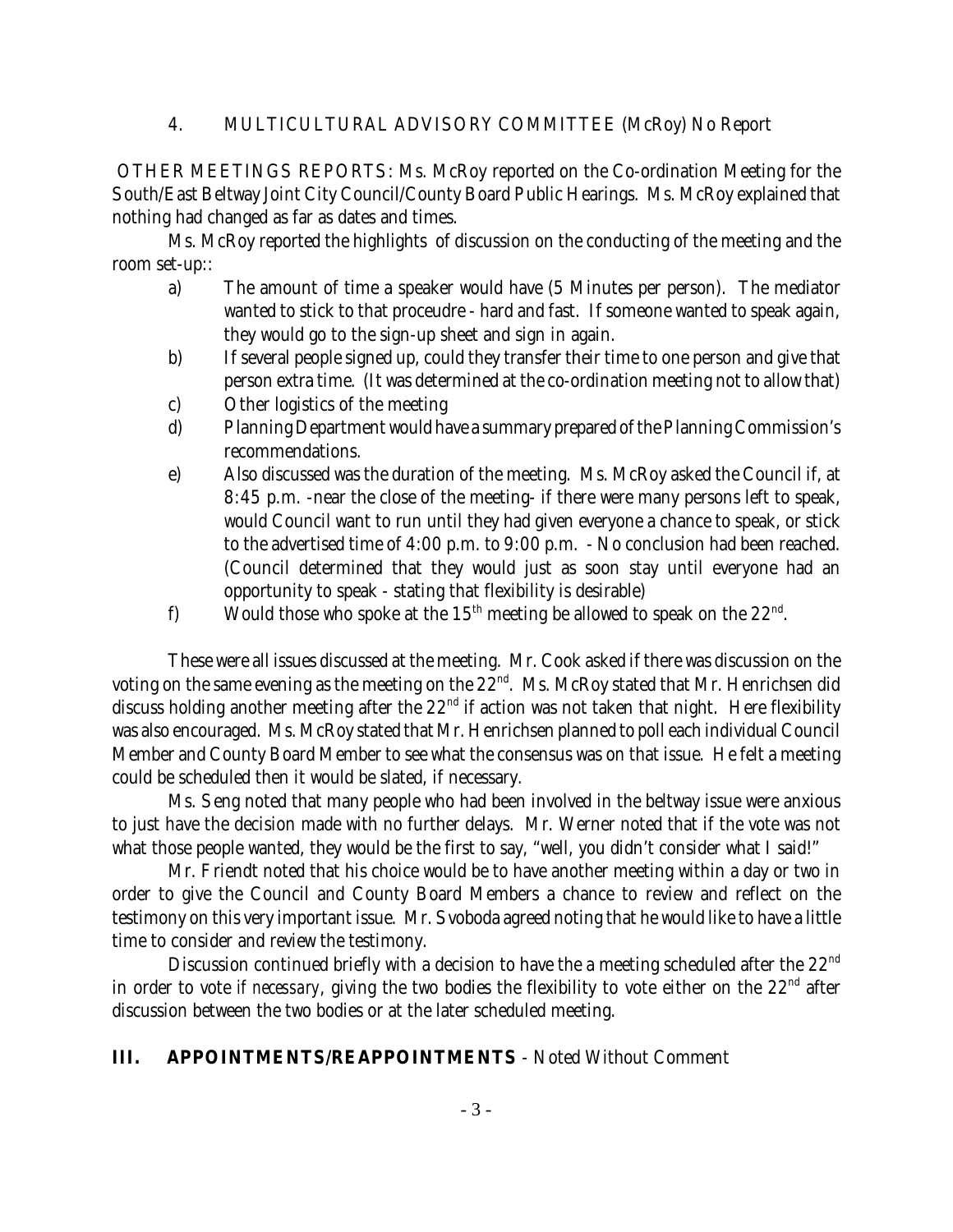4. MULTICULTURAL ADVISORY COMMITTEE (McRoy) No Report

OTHER MEETINGS REPORTS: Ms. McRoy reported on the Co-ordination Meeting for the South/East Beltway Joint City Council/County Board Public Hearings. Ms. McRoy explained that nothing had changed as far as dates and times.

Ms. McRoy reported the highlights of discussion on the conducting of the meeting and the room set-up::

a) The amount of time a speaker would have (5 Minutes per person). The mediator wanted to stick to that proceudre - hard and fast. If someone wanted to speak again, they would go to the sign-up sheet and sign in again.
b) If several people signed up, could they transfer their time to one person and give that person extra time. (It was determined at the co-ordination meeting not to allow that)
c) Other logistics of the meeting
d) Planning Department would have a summary prepared of the Planning Commission's recommendations.
e) Also discussed was the duration of the meeting. Ms. McRoy asked the Council if, at 8:45 p.m. -near the close of the meeting- if there were many persons left to speak, would Council want to run until they had given everyone a chance to speak, or stick to the advertised time of 4:00 p.m. to 9:00 p.m. - No conclusion had been reached. (Council determined that they would just as soon stay until everyone had an opportunity to speak - stating that flexibility is desirable)
f) Would those who spoke at the 15th meeting be allowed to speak on the 22nd.

These were all issues discussed at the meeting. Mr. Cook asked if there was discussion on the voting on the same evening as the meeting on the 22nd. Ms. McRoy stated that Mr. Henrichsen did discuss holding another meeting after the 22nd if action was not taken that night. Here flexibility was also encouraged. Ms. McRoy stated that Mr. Henrichsen planned to poll each individual Council Member and County Board Member to see what the consensus was on that issue. He felt a meeting could be scheduled then it would be slated, if necessary.

Ms. Seng noted that many people who had been involved in the beltway issue were anxious to just have the decision made with no further delays. Mr. Werner noted that if the vote was not what those people wanted, they would be the first to say, "well, you didn't consider what I said!"

Mr. Friendt noted that his choice would be to have another meeting within a day or two in order to give the Council and County Board Members a chance to review and reflect on the testimony on this very important issue. Mr. Svoboda agreed noting that he would like to have a little time to consider and review the testimony.

Discussion continued briefly with a decision to have the a meeting scheduled after the 22nd in order to vote *if necessary*, giving the two bodies the flexibility to vote either on the 22nd after discussion between the two bodies or at the later scheduled meeting.

**III. APPOINTMENTS/REAPPOINTMENTS** - Noted Without Comment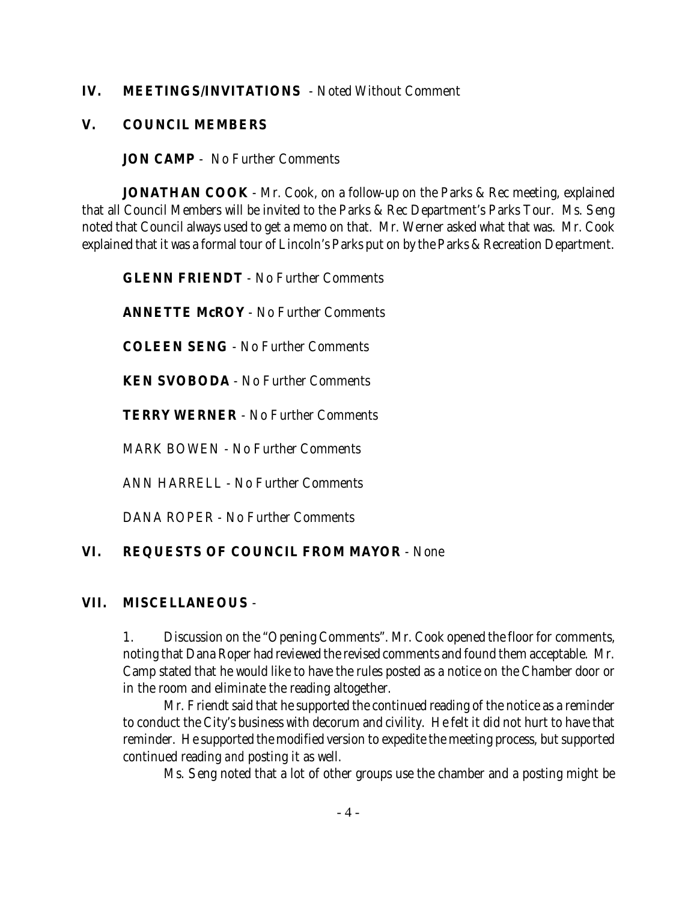## IV. MEETINGS/INVITATIONS - Noted Without Comment

## V. COUNCIL MEMBERS

**JON CAMP** - No Further Comments

**JONATHAN COOK** - Mr. Cook, on a follow-up on the Parks & Rec meeting, explained that all Council Members will be invited to the Parks & Rec Department's Parks Tour. Ms. Seng noted that Council always used to get a memo on that. Mr. Werner asked what that was. Mr. Cook explained that it was a formal tour of Lincoln's Parks put on by the Parks & Recreation Department.

**GLENN FRIENDT** - No Further Comments

**ANNETTE McROY** - No Further Comments

**COLEEN SENG** - No Further Comments

**KEN SVOBODA** - No Further Comments

**TERRY WERNER** - No Further Comments

MARK BOWEN - No Further Comments

ANN HARRELL - No Further Comments

DANA ROPER - No Further Comments

## VI. REQUESTS OF COUNCIL FROM MAYOR - None

## VII. MISCELLANEOUS -

1. Discussion on the "Opening Comments". Mr. Cook opened the floor for comments, noting that Dana Roper had reviewed the revised comments and found them acceptable. Mr. Camp stated that he would like to have the rules posted as a notice on the Chamber door or in the room and eliminate the reading altogether.

Mr. Friendt said that he supported the continued reading of the notice as a reminder to conduct the City's business with decorum and civility. He felt it did not hurt to have that reminder. He supported the modified version to expedite the meeting process, but supported continued reading *and* posting it as well.

Ms. Seng noted that a lot of other groups use the chamber and a posting might be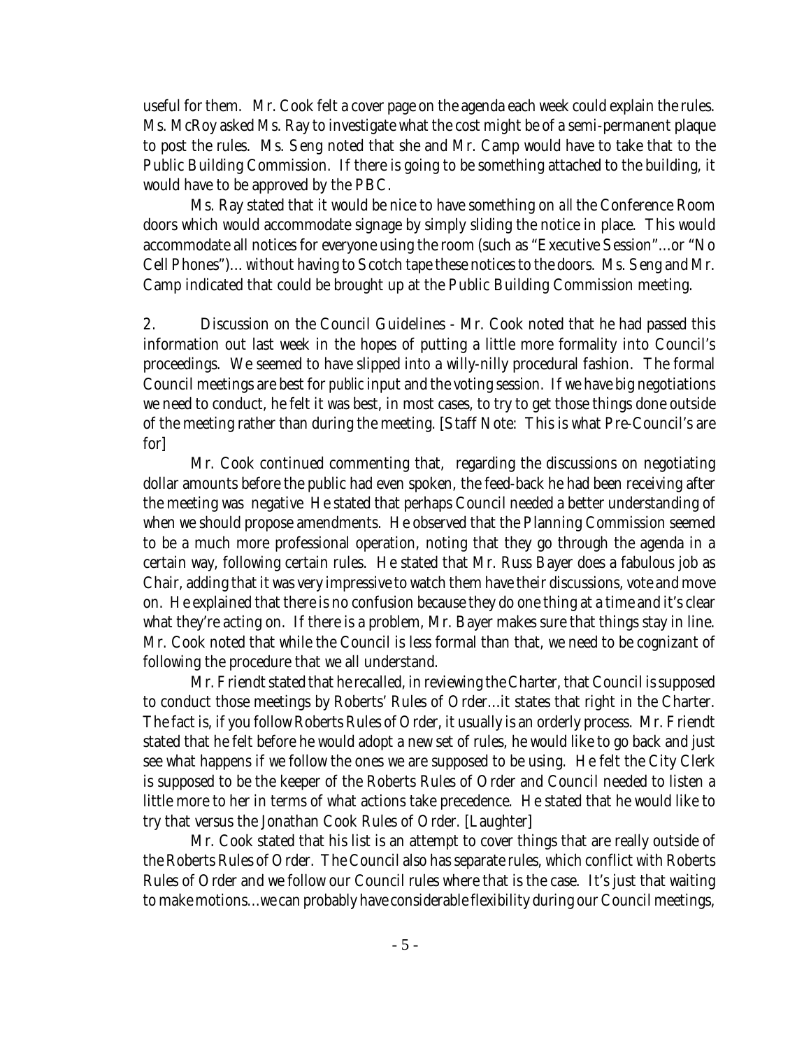useful for them. Mr. Cook felt a cover page on the agenda each week could explain the rules. Ms. McRoy asked Ms. Ray to investigate what the cost might be of a semi-permanent plaque to post the rules. Ms. Seng noted that she and Mr. Camp would have to take that to the Public Building Commission. If there is going to be something attached to the building, it would have to be approved by the PBC.

Ms. Ray stated that it would be nice to have something on *all* the Conference Room doors which would accommodate signage by simply sliding the notice in place. This would accommodate all notices for everyone using the room (such as "Executive Session"...or "No Cell Phones")... without having to Scotch tape these notices to the doors. Ms. Seng and Mr. Camp indicated that could be brought up at the Public Building Commission meeting.

2. Discussion on the Council Guidelines - Mr. Cook noted that he had passed this information out last week in the hopes of putting a little more formality into Council's proceedings. We seemed to have slipped into a willy-nilly procedural fashion. The formal Council meetings are best for *public* input and the voting session. If we have big negotiations we need to conduct, he felt it was best, in most cases, to try to get those things done outside of the meeting rather than during the meeting. [Staff Note: This is what Pre-Council's are for]

Mr. Cook continued commenting that, regarding the discussions on negotiating dollar amounts before the public had even spoken, the feed-back he had been receiving after the meeting was negative He stated that perhaps Council needed a better understanding of when we should propose amendments. He observed that the Planning Commission seemed to be a much more professional operation, noting that they go through the agenda in a certain way, following certain rules. He stated that Mr. Russ Bayer does a fabulous job as Chair, adding that it was very impressive to watch them have their discussions, vote and move on. He explained that there is no confusion because they do one thing at a time and it's clear what they're acting on. If there is a problem, Mr. Bayer makes sure that things stay in line. Mr. Cook noted that while the Council is less formal than that, we need to be cognizant of following the procedure that we all understand.

Mr. Friendt stated that he recalled, in reviewing the Charter, that Council is supposed to conduct those meetings by Roberts' Rules of Order...it states that right in the Charter. The fact is, if you follow Roberts Rules of Order, it usually is an orderly process. Mr. Friendt stated that he felt before he would adopt a new set of rules, he would like to go back and just see what happens if we follow the ones we are supposed to be using. He felt the City Clerk is supposed to be the keeper of the Roberts Rules of Order and Council needed to listen a little more to her in terms of what actions take precedence. He stated that he would like to try that versus the Jonathan Cook Rules of Order. [Laughter]

Mr. Cook stated that his list is an attempt to cover things that are really outside of the Roberts Rules of Order. The Council also has separate rules, which conflict with Roberts Rules of Order and we follow our Council rules where that is the case. It's just that waiting to make motions...we can probably have considerable flexibility during our Council meetings,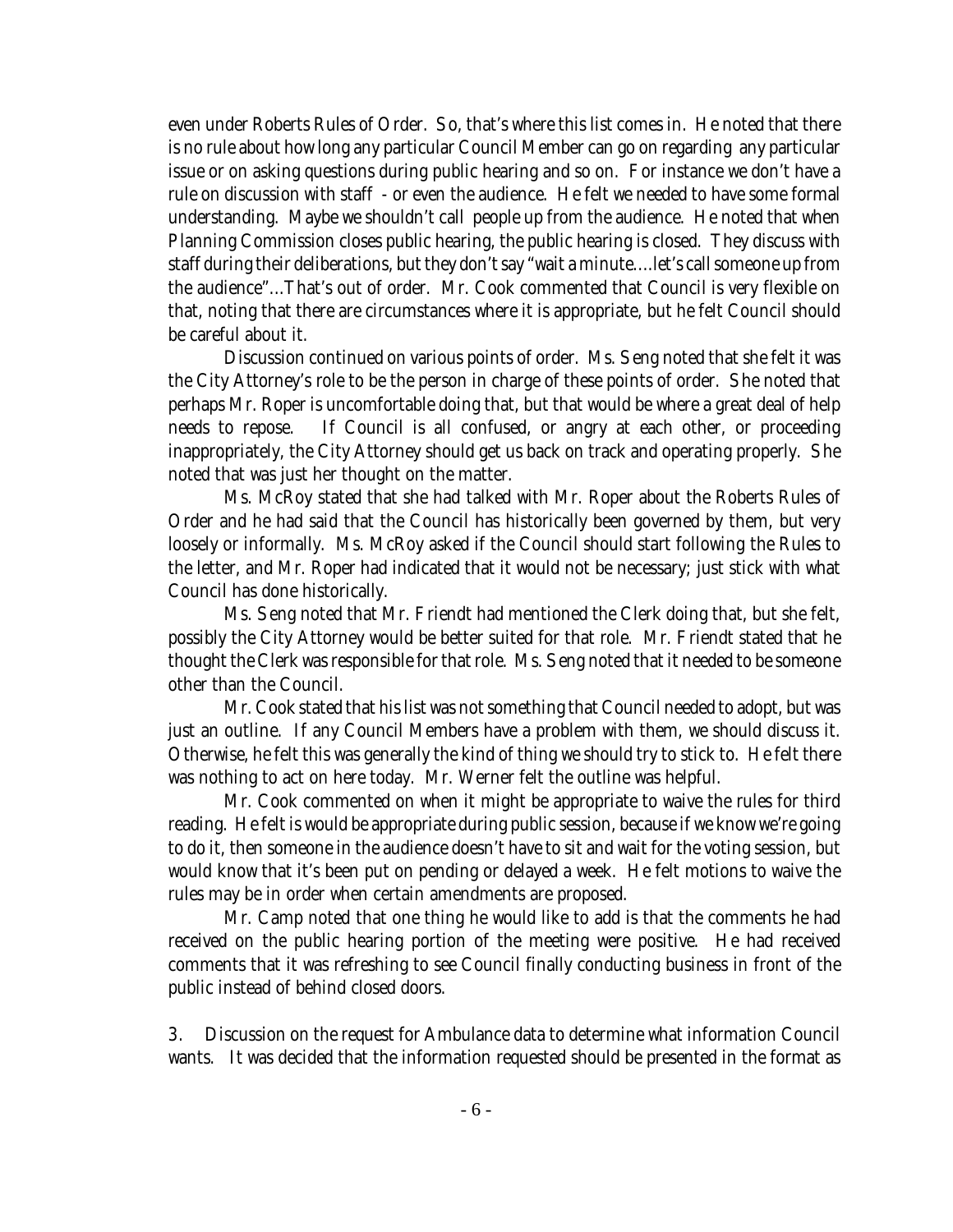even under Roberts Rules of Order. So, that's where this list comes in. He noted that there is no rule about how long any particular Council Member can go on regarding any particular issue or on asking questions during public hearing and so on. For instance we don't have a rule on discussion with staff - or even the audience. He felt we needed to have some formal understanding. Maybe we shouldn't call people up from the audience. He noted that when Planning Commission closes public hearing, the public hearing is closed. They discuss with staff during their deliberations, but they don't say "wait a minute....let's call someone up from the audience"...That's out of order. Mr. Cook commented that Council is very flexible on that, noting that there are circumstances where it is appropriate, but he felt Council should be careful about it.

Discussion continued on various points of order. Ms. Seng noted that she felt it was the City Attorney's role to be the person in charge of these points of order. She noted that perhaps Mr. Roper is uncomfortable doing that, but that would be where a great deal of help needs to repose. If Council is all confused, or angry at each other, or proceeding inappropriately, the City Attorney should get us back on track and operating properly. She noted that was just her thought on the matter.

Ms. McRoy stated that she had talked with Mr. Roper about the Roberts Rules of Order and he had said that the Council has historically been governed by them, but very loosely or informally. Ms. McRoy asked if the Council should start following the Rules to the letter, and Mr. Roper had indicated that it would not be necessary; just stick with what Council has done historically.

Ms. Seng noted that Mr. Friendt had mentioned the Clerk doing that, but she felt, possibly the City Attorney would be better suited for that role. Mr. Friendt stated that he thought the Clerk was responsible for that role. Ms. Seng noted that it needed to be someone other than the Council.

Mr. Cook stated that his list was not something that Council needed to adopt, but was just an outline. If any Council Members have a problem with them, we should discuss it. Otherwise, he felt this was generally the kind of thing we should try to stick to. He felt there was nothing to act on here today. Mr. Werner felt the outline was helpful.

Mr. Cook commented on when it might be appropriate to waive the rules for third reading. He felt is would be appropriate during public session, because if we know we're going to do it, then someone in the audience doesn't have to sit and wait for the voting session, but would know that it's been put on pending or delayed a week. He felt motions to waive the rules may be in order when certain amendments are proposed.

Mr. Camp noted that one thing he would like to add is that the comments he had received on the public hearing portion of the meeting were positive. He had received comments that it was refreshing to see Council finally conducting business in front of the public instead of behind closed doors.

3. Discussion on the request for Ambulance data to determine what information Council wants. It was decided that the information requested should be presented in the format as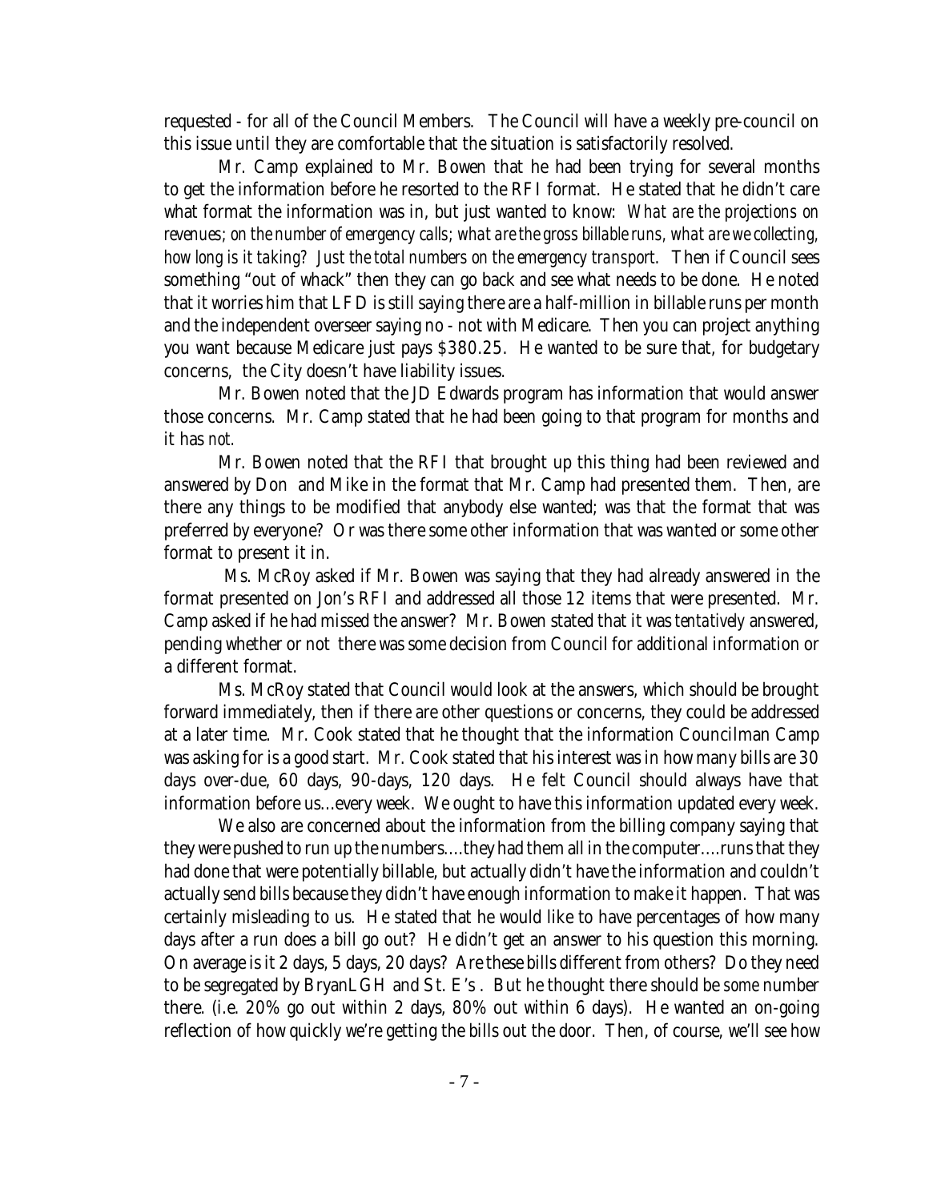requested - for all of the Council Members. The Council will have a weekly pre-council on this issue until they are comfortable that the situation is satisfactorily resolved.

Mr. Camp explained to Mr. Bowen that he had been trying for several months to get the information before he resorted to the RFI format. He stated that he didn't care what format the information was in, but just wanted to know: *What are the projections on revenues; on the number of emergency calls; what are the gross billable runs, what are we collecting, how long is it taking? Just the total numbers on the emergency transport.* Then if Council sees something "out of whack" then they can go back and see what needs to be done. He noted that it worries him that LFD is still saying there are a half-million in billable runs per month and the independent overseer saying no - not with Medicare. Then you can project anything you want because Medicare just pays $380.25. He wanted to be sure that, for budgetary concerns, the City doesn't have liability issues.

Mr. Bowen noted that the JD Edwards program has information that would answer those concerns. Mr. Camp stated that he had been going to that program for months and it has *not*.

Mr. Bowen noted that the RFI that brought up this thing had been reviewed and answered by Don and Mike in the format that Mr. Camp had presented them. Then, are there any things to be modified that anybody else wanted; was that the format that was preferred by everyone? Or was there some other information that was wanted or some other format to present it in.

Ms. McRoy asked if Mr. Bowen was saying that they had already answered in the format presented on Jon's RFI and addressed all those 12 items that were presented. Mr. Camp asked if he had missed the answer? Mr. Bowen stated that it was *tentatively* answered, pending whether or not there was some decision from Council for additional information or a different format.

Ms. McRoy stated that Council would look at the answers, which should be brought forward immediately, then if there are other questions or concerns, they could be addressed at a later time. Mr. Cook stated that he thought that the information Councilman Camp was asking for is a good start. Mr. Cook stated that his interest was in how many bills are 30 days over-due, 60 days, 90-days, 120 days. He felt Council should always have that information before us...every week. We ought to have this information updated every week.

We also are concerned about the information from the billing company saying that they were pushed to run up the numbers....they had them all in the computer....runs that they had done that were potentially billable, but actually didn't have the information and couldn't actually send bills because they didn't have enough information to make it happen. That was certainly misleading to us. He stated that he would like to have percentages of how many days after a run does a bill go out? He didn't get an answer to his question this morning. On average is it 2 days, 5 days, 20 days? Are these bills different from others? Do they need to be segregated by BryanLGH and St. E's . But he thought there should be *some* number there. (i.e. 20% go out within 2 days, 80% out within 6 days). He wanted an on-going reflection of how quickly we're getting the bills out the door. Then, of course, we'll see how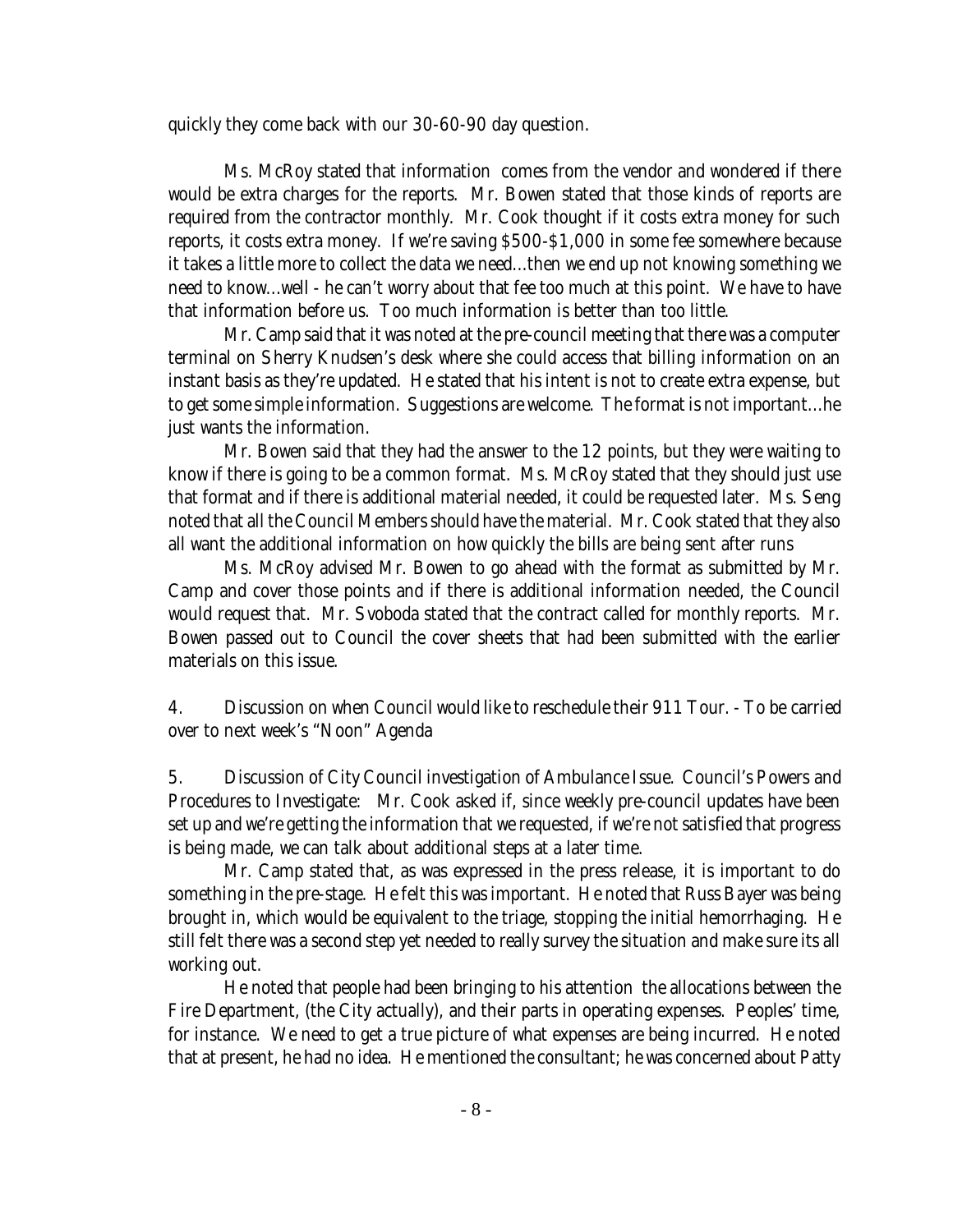quickly they come back with our 30-60-90 day question.

Ms. McRoy stated that information comes from the vendor and wondered if there would be extra charges for the reports. Mr. Bowen stated that those kinds of reports are required from the contractor monthly. Mr. Cook thought if it costs extra money for such reports, it costs extra money. If we're saving $500-$1,000 in some fee somewhere because it takes a little more to collect the data we need...then we end up not knowing something we need to know...well - he can't worry about that fee too much at this point. We have to have that information before us. Too much information is better than too little.

Mr. Camp said that it was noted at the pre-council meeting that there was a computer terminal on Sherry Knudsen's desk where she could access that billing information on an instant basis as they're updated. He stated that his intent is not to create extra expense, but to get some simple information. Suggestions are welcome. The format is not important...he just wants the information.

Mr. Bowen said that they had the answer to the 12 points, but they were waiting to know if there is going to be a common format. Ms. McRoy stated that they should just use that format and if there is additional material needed, it could be requested later. Ms. Seng noted that all the Council Members should have the material. Mr. Cook stated that they also all want the additional information on how quickly the bills are being sent after runs

Ms. McRoy advised Mr. Bowen to go ahead with the format as submitted by Mr. Camp and cover those points and if there is additional information needed, the Council would request that. Mr. Svoboda stated that the contract called for monthly reports. Mr. Bowen passed out to Council the cover sheets that had been submitted with the earlier materials on this issue.

4. Discussion on when Council would like to reschedule their 911 Tour. - To be carried over to next week's "Noon" Agenda

5. Discussion of City Council investigation of Ambulance Issue. Council's Powers and Procedures to Investigate: Mr. Cook asked if, since weekly pre-council updates have been set up and we're getting the information that we requested, if we're not satisfied that progress is being made, we can talk about additional steps at a later time.

Mr. Camp stated that, as was expressed in the press release, it is important to do something in the pre-stage. He felt this was important. He noted that Russ Bayer was being brought in, which would be equivalent to the triage, stopping the initial hemorrhaging. He still felt there was a second step yet needed to really survey the situation and make sure its all working out.

He noted that people had been bringing to his attention the allocations between the Fire Department, (the City actually), and their parts in operating expenses. Peoples' time, for instance. We need to get a true picture of what expenses are being incurred. He noted that at present, he had no idea. He mentioned the consultant; he was concerned about Patty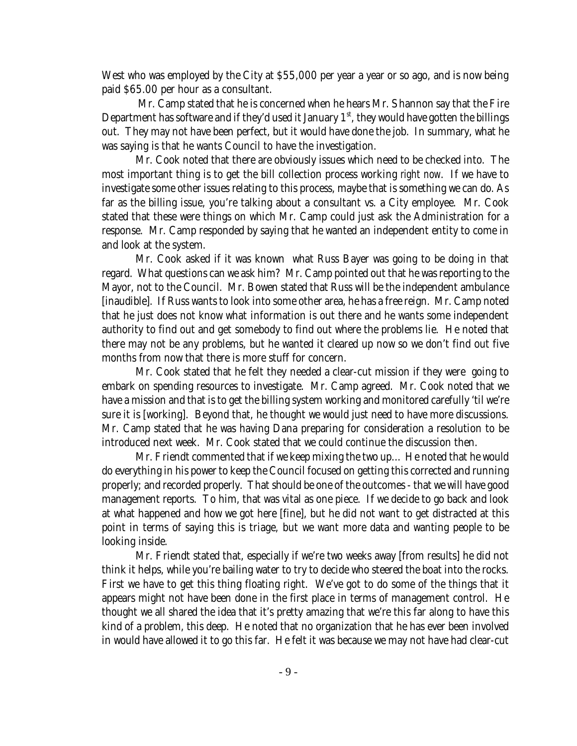West who was employed by the City at $55,000 per year a year or so ago, and is now being paid $65.00 per hour as a consultant.

Mr. Camp stated that he is concerned when he hears Mr. Shannon say that the Fire Department has software and if they'd used it January 1st, they would have gotten the billings out. They may not have been perfect, but it would have done the job. In summary, what he was saying is that he wants Council to have the investigation.

Mr. Cook noted that there are obviously issues which need to be checked into. The most important thing is to get the bill collection process working *right now*. If we have to investigate some other issues relating to this process, maybe that is something we can do. As far as the billing issue, you're talking about a consultant vs. a City employee. Mr. Cook stated that these were things on which Mr. Camp could just ask the Administration for a response. Mr. Camp responded by saying that he wanted an independent entity to come in and look at the system.

Mr. Cook asked if it was known what Russ Bayer was going to be doing in that regard. What questions can we ask him? Mr. Camp pointed out that he was reporting to the Mayor, not to the Council. Mr. Bowen stated that Russ will be the independent ambulance [inaudible]. If Russ wants to look into some other area, he has a free reign. Mr. Camp noted that he just does not know what information is out there and he wants some independent authority to find out and get somebody to find out where the problems lie. He noted that there may not be any problems, but he wanted it cleared up now so we don't find out five months from now that there is more stuff for concern.

Mr. Cook stated that he felt they needed a clear-cut mission if they were going to embark on spending resources to investigate. Mr. Camp agreed. Mr. Cook noted that we have a mission and that is to get the billing system working and monitored carefully 'til we're sure it is [working]. Beyond that, he thought we would just need to have more discussions. Mr. Camp stated that he was having Dana preparing for consideration a resolution to be introduced next week. Mr. Cook stated that we could continue the discussion then.

Mr. Friendt commented that if we keep mixing the two up... He noted that he would do everything in his power to keep the Council focused on getting this corrected and running properly; and recorded properly. That should be one of the outcomes - that we will have good management reports. To him, that was vital as one piece. If we decide to go back and look at what happened and how we got here [fine], but he did not want to get distracted at this point in terms of saying this is triage, but we want more data and wanting people to be looking inside.

Mr. Friendt stated that, especially if we're two weeks away [from results] he did not think it helps, while you're bailing water to try to decide who steered the boat into the rocks. First we have to get this thing floating right. We've got to do some of the things that it appears might not have been done in the first place in terms of management control. He thought we all shared the idea that it's pretty amazing that we're this far along to have this kind of a problem, this deep. He noted that no organization that he has ever been involved in would have allowed it to go this far. He felt it was because we may not have had clear-cut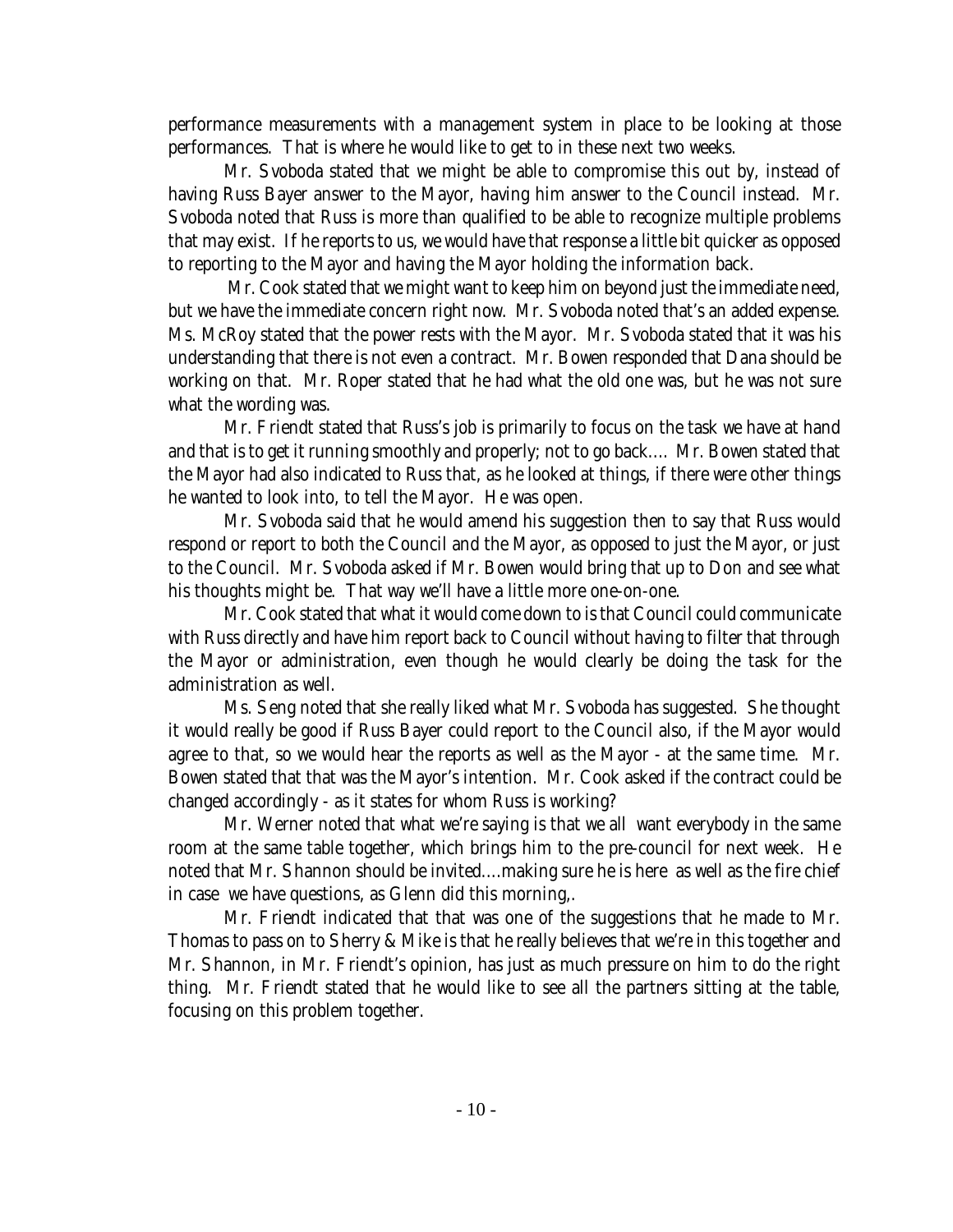performance measurements with a management system in place to be looking at those performances. That is where he would like to get to in these next two weeks.

Mr. Svoboda stated that we might be able to compromise this out by, instead of having Russ Bayer answer to the Mayor, having him answer to the Council instead. Mr. Svoboda noted that Russ is more than qualified to be able to recognize multiple problems that may exist. If he reports to us, we would have that response a little bit quicker as opposed to reporting to the Mayor and having the Mayor holding the information back.

Mr. Cook stated that we might want to keep him on beyond just the immediate need, but we have the immediate concern right now. Mr. Svoboda noted that's an added expense. Ms. McRoy stated that the power rests with the Mayor. Mr. Svoboda stated that it was his understanding that there is not even a contract. Mr. Bowen responded that Dana should be working on that. Mr. Roper stated that he had what the old one was, but he was not sure what the wording was.

Mr. Friendt stated that Russ's job is primarily to focus on the task we have at hand and that is to get it running smoothly and properly; not to go back.... Mr. Bowen stated that the Mayor had also indicated to Russ that, as he looked at things, if there were other things he wanted to look into, to tell the Mayor. He was open.

Mr. Svoboda said that he would amend his suggestion then to say that Russ would respond or report to both the Council and the Mayor, as opposed to just the Mayor, or just to the Council. Mr. Svoboda asked if Mr. Bowen would bring that up to Don and see what his thoughts might be. That way we'll have a little more one-on-one.

Mr. Cook stated that what it would come down to is that Council could communicate with Russ directly and have him report back to Council without having to filter that through the Mayor or administration, even though he would clearly be doing the task for the administration as well.

Ms. Seng noted that she really liked what Mr. Svoboda has suggested. She thought it would really be good if Russ Bayer could report to the Council also, if the Mayor would agree to that, so we would hear the reports as well as the Mayor - at the same time. Mr. Bowen stated that that was the Mayor's intention. Mr. Cook asked if the contract could be changed accordingly - as it states for whom Russ is working?

Mr. Werner noted that what we're saying is that we all want everybody in the same room at the same table together, which brings him to the pre-council for next week. He noted that Mr. Shannon should be invited....making sure he is here as well as the fire chief in case we have questions, as Glenn did this morning,.

Mr. Friendt indicated that that was one of the suggestions that he made to Mr. Thomas to pass on to Sherry & Mike is that he really believes that we're in this together and Mr. Shannon, in Mr. Friendt's opinion, has just as much pressure on him to do the right thing. Mr. Friendt stated that he would like to see all the partners sitting at the table, focusing on this problem together.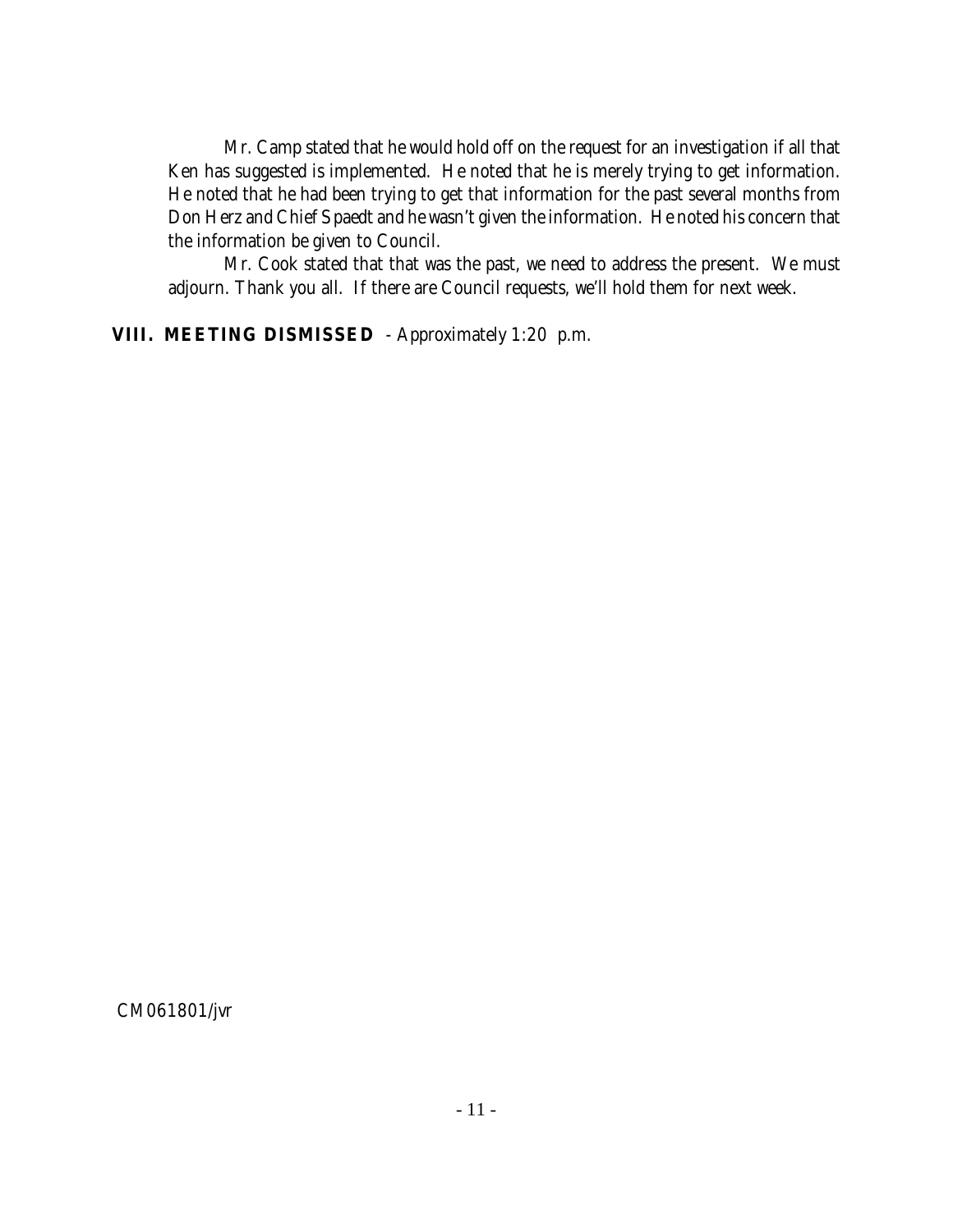Mr. Camp stated that he would hold off on the request for an investigation if all that Ken has suggested is implemented. He noted that he is merely trying to get information. He noted that he had been trying to get that information for the past several months from Don Herz and Chief Spaedt and he wasn't given the information. He noted his concern that the information be given to Council.

Mr. Cook stated that that was the past, we need to address the present. We must adjourn. Thank you all. If there are Council requests, we'll hold them for next week.

**VIII. MEETING DISMISSED** - Approximately 1:20 p.m.

CM061801/jvr